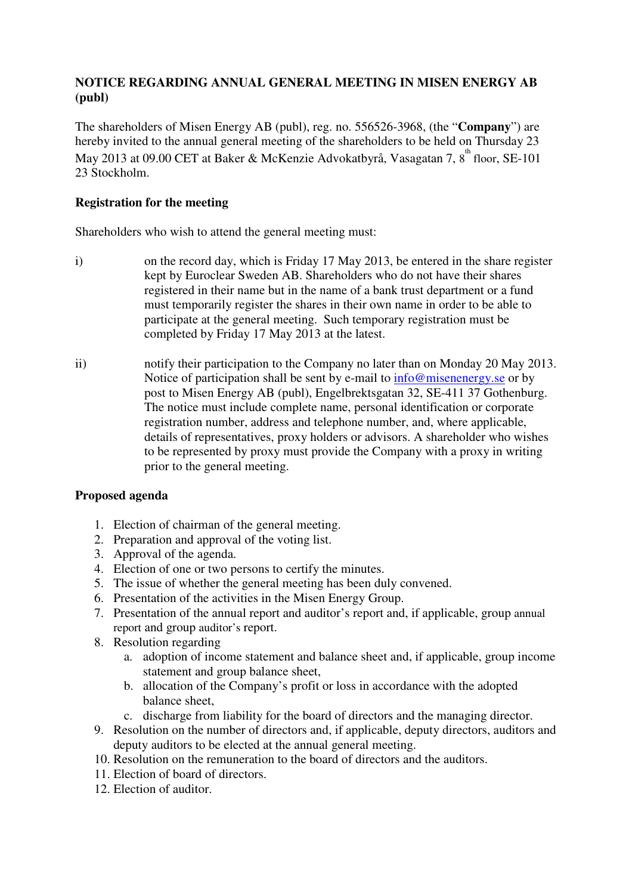**NOTICE REGARDING ANNUAL GENERAL MEETING IN MISEN ENERGY AB (publ)**

The shareholders of Misen Energy AB (publ), reg. no. 556526-3968, (the "**Company**") are hereby invited to the annual general meeting of the shareholders to be held on Thursday 23 May 2013 at 09.00 CET at Baker & McKenzie Advokatbyrå, Vasagatan 7, 8th floor, SE-101 23 Stockholm.

**Registration for the meeting**

Shareholders who wish to attend the general meeting must:

i) on the record day, which is Friday 17 May 2013, be entered in the share register kept by Euroclear Sweden AB. Shareholders who do not have their shares registered in their name but in the name of a bank trust department or a fund must temporarily register the shares in their own name in order to be able to participate at the general meeting. Such temporary registration must be completed by Friday 17 May 2013 at the latest.

ii) notify their participation to the Company no later than on Monday 20 May 2013. Notice of participation shall be sent by e-mail to info@misenenergy.se or by post to Misen Energy AB (publ), Engelbrektsgatan 32, SE-411 37 Gothenburg. The notice must include complete name, personal identification or corporate registration number, address and telephone number, and, where applicable, details of representatives, proxy holders or advisors. A shareholder who wishes to be represented by proxy must provide the Company with a proxy in writing prior to the general meeting.

**Proposed agenda**

1. Election of chairman of the general meeting.
2. Preparation and approval of the voting list.
3. Approval of the agenda.
4. Election of one or two persons to certify the minutes.
5. The issue of whether the general meeting has been duly convened.
6. Presentation of the activities in the Misen Energy Group.
7. Presentation of the annual report and auditor's report and, if applicable, group annual report and group auditor's report.
8. Resolution regarding
   a. adoption of income statement and balance sheet and, if applicable, group income statement and group balance sheet,
   b. allocation of the Company's profit or loss in accordance with the adopted balance sheet,
   c. discharge from liability for the board of directors and the managing director.
9. Resolution on the number of directors and, if applicable, deputy directors, auditors and deputy auditors to be elected at the annual general meeting.
10. Resolution on the remuneration to the board of directors and the auditors.
11. Election of board of directors.
12. Election of auditor.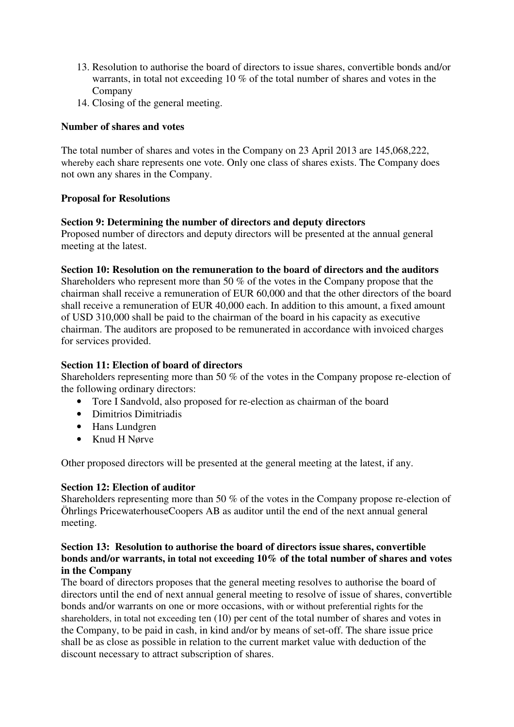13. Resolution to authorise the board of directors to issue shares, convertible bonds and/or warrants, in total not exceeding 10 % of the total number of shares and votes in the Company
14. Closing of the general meeting.

**Number of shares and votes**

The total number of shares and votes in the Company on 23 April 2013 are 145,068,222, whereby each share represents one vote. Only one class of shares exists. The Company does not own any shares in the Company.

**Proposal for Resolutions**

**Section 9: Determining the number of directors and deputy directors**
Proposed number of directors and deputy directors will be presented at the annual general meeting at the latest.

**Section 10: Resolution on the remuneration to the board of directors and the auditors**
Shareholders who represent more than 50 % of the votes in the Company propose that the chairman shall receive a remuneration of EUR 60,000 and that the other directors of the board shall receive a remuneration of EUR 40,000 each. In addition to this amount, a fixed amount of USD 310,000 shall be paid to the chairman of the board in his capacity as executive chairman. The auditors are proposed to be remunerated in accordance with invoiced charges for services provided.

**Section 11: Election of board of directors**
Shareholders representing more than 50 % of the votes in the Company propose re-election of the following ordinary directors:

- Tore I Sandvold, also proposed for re-election as chairman of the board
- Dimitrios Dimitriadis
- Hans Lundgren
- Knud H Nørve

Other proposed directors will be presented at the general meeting at the latest, if any.

**Section 12: Election of auditor**
Shareholders representing more than 50 % of the votes in the Company propose re-election of Öhrlings PricewaterhouseCoopers AB as auditor until the end of the next annual general meeting.

**Section 13: Resolution to authorise the board of directors issue shares, convertible bonds and/or warrants, in total not exceeding 10% of the total number of shares and votes in the Company**
The board of directors proposes that the general meeting resolves to authorise the board of directors until the end of next annual general meeting to resolve of issue of shares, convertible bonds and/or warrants on one or more occasions, with or without preferential rights for the shareholders, in total not exceeding ten (10) per cent of the total number of shares and votes in the Company, to be paid in cash, in kind and/or by means of set-off. The share issue price shall be as close as possible in relation to the current market value with deduction of the discount necessary to attract subscription of shares.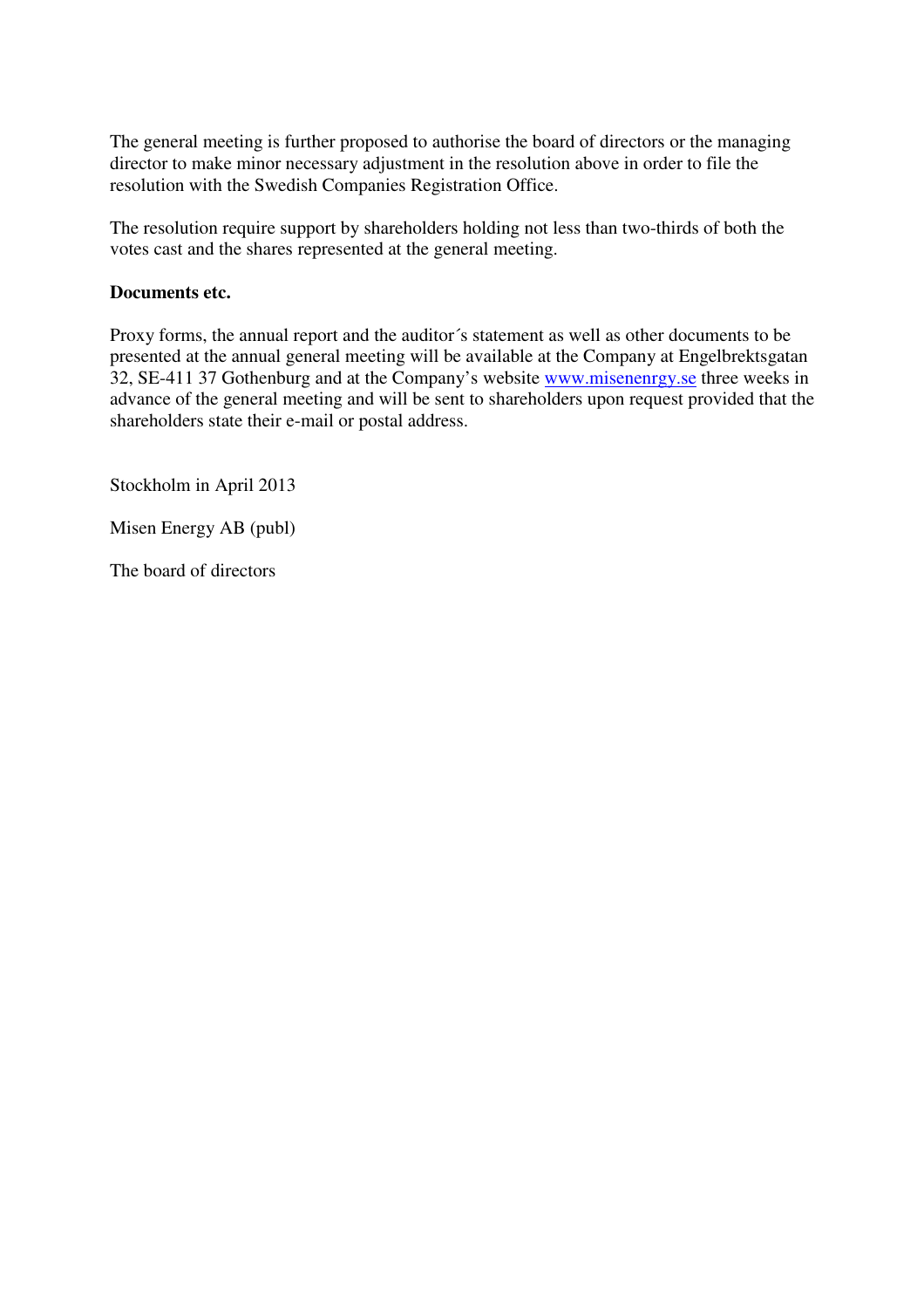The general meeting is further proposed to authorise the board of directors or the managing director to make minor necessary adjustment in the resolution above in order to file the resolution with the Swedish Companies Registration Office.

The resolution require support by shareholders holding not less than two-thirds of both the votes cast and the shares represented at the general meeting.

**Documents etc.**

Proxy forms, the annual report and the auditor´s statement as well as other documents to be presented at the annual general meeting will be available at the Company at Engelbrektsgatan 32, SE-411 37 Gothenburg and at the Company's website www.misenenrgy.se three weeks in advance of the general meeting and will be sent to shareholders upon request provided that the shareholders state their e-mail or postal address.

Stockholm in April 2013

Misen Energy AB (publ)

The board of directors